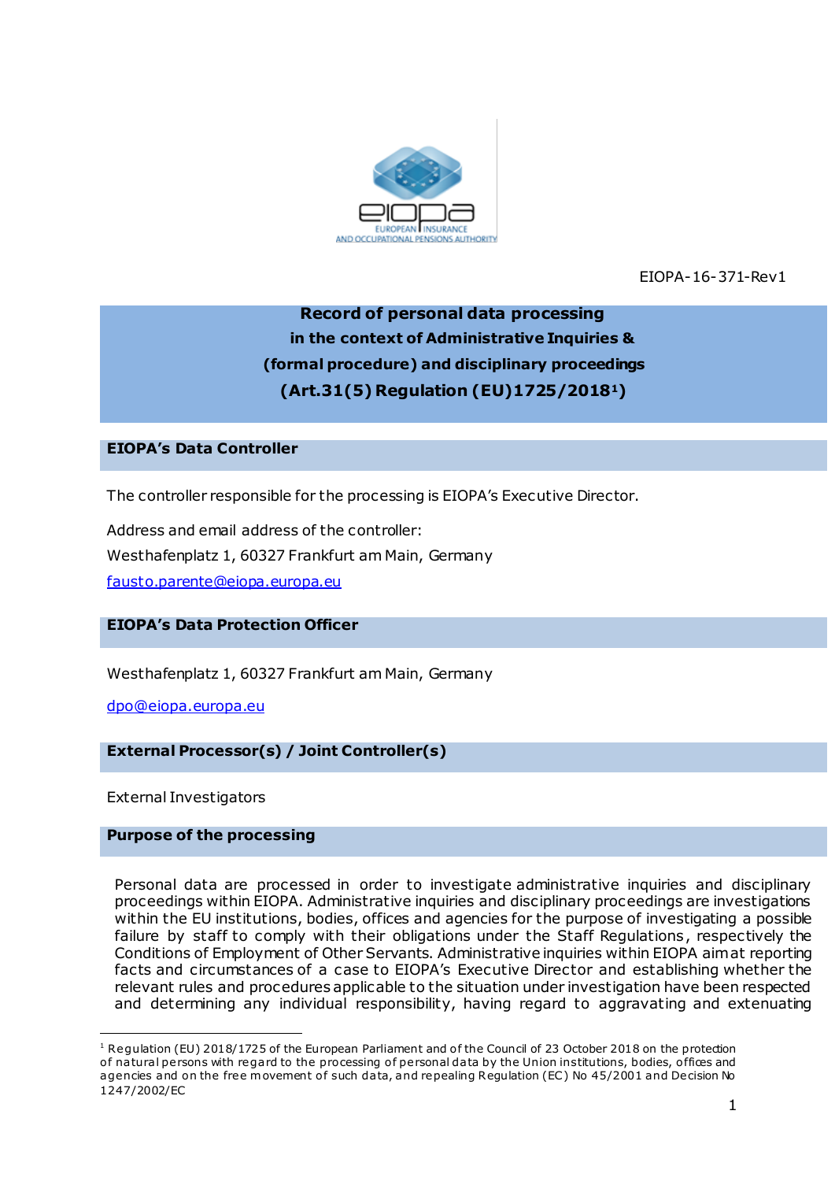EIOPA-16-371-Rev1

# Record of personal data processing in the context of Administrative Inquiries & (formal procedure) and disciplinary proceedings (Art.31(5) Regulation (EU)1725/2018[1])

## EIOPA's Data Controller

The controller responsible for the processing is EIOPA's Executive Director.

Address and email address of the controller:

Westhafenplatz 1, 60327 Frankfurt am Main, Germany

fausto.parente@eiopa.europa.eu

## EIOPA's Data Protection Officer

Westhafenplatz 1, 60327 Frankfurt am Main, Germany

dpo@eiopa.europa.eu

## External Processor(s) / Joint Controller(s)

External Investigators

## Purpose of the processing

Personal data are processed in order to investigate administrative inquiries and disciplinary proceedings within EIOPA. Administrative inquiries and disciplinary proceedings are investigations within the EU institutions, bodies, offices and agencies for the purpose of investigating a possible failure by staff to comply with their obligations under the Staff Regulations, respectively the Conditions of Employment of Other Servants. Administrative inquiries within EIOPA aim at reporting facts and circumstances of a case to EIOPA's Executive Director and establishing whether the relevant rules and procedures applicable to the situation under investigation have been respected and determining any individual responsibility, having regard to aggravating and extenuating

[1] Regulation (EU) 2018/1725 of the European Parliament and of the Council of 23 October 2018 on the protection of natural persons with regard to the processing of personal data by the Union institutions, bodies, offices and agencies and on the free movement of such data, and repealing Regulation (EC) No 45/2001 and Decision No 1247/2002/EC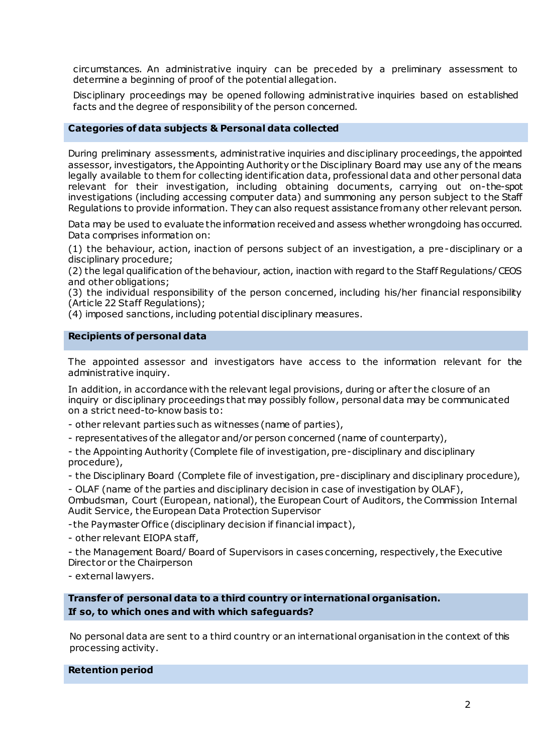circumstances. An administrative inquiry can be preceded by a preliminary assessment to determine a beginning of proof of the potential allegation.

Disciplinary proceedings may be opened following administrative inquiries based on established facts and the degree of responsibility of the person concerned.

## Categories of data subjects & Personal data collected

During preliminary assessments, administrative inquiries and disciplinary proceedings, the appointed assessor, investigators, the Appointing Authority or the Disciplinary Board may use any of the means legally available to them for collecting identification data, professional data and other personal data relevant for their investigation, including obtaining documents, carrying out on-the-spot investigations (including accessing computer data) and summoning any person subject to the Staff Regulations to provide information. They can also request assistance from any other relevant person.

Data may be used to evaluate the information received and assess whether wrongdoing has occurred. Data comprises information on:

(1) the behaviour, action, inaction of persons subject of an investigation, a pre-disciplinary or a disciplinary procedure;
(2) the legal qualification of the behaviour, action, inaction with regard to the Staff Regulations/ CEOS and other obligations;
(3) the individual responsibility of the person concerned, including his/her financial responsibility (Article 22 Staff Regulations);
(4) imposed sanctions, including potential disciplinary measures.

## Recipients of personal data

The appointed assessor and investigators have access to the information relevant for the administrative inquiry.

In addition, in accordance with the relevant legal provisions, during or after the closure of an inquiry or disciplinary proceedings that may possibly follow, personal data may be communicated on a strict need-to-know basis to:

- other relevant parties such as witnesses (name of parties),
- representatives of the allegator and/or person concerned (name of counterparty),
- the Appointing Authority (Complete file of investigation, pre-disciplinary and disciplinary procedure),
- the Disciplinary Board (Complete file of investigation, pre-disciplinary and disciplinary procedure),
- OLAF (name of the parties and disciplinary decision in case of investigation by OLAF), Ombudsman, Court (European, national), the European Court of Auditors, the Commission Internal Audit Service, the European Data Protection Supervisor
- the Paymaster Office (disciplinary decision if financial impact),
- other relevant EIOPA staff,
- the Management Board/ Board of Supervisors in cases concerning, respectively, the Executive Director or the Chairperson
- external lawyers.

## Transfer of personal data to a third country or international organisation. If so, to which ones and with which safeguards?

No personal data are sent to a third country or an international organisation in the context of this processing activity.

## Retention period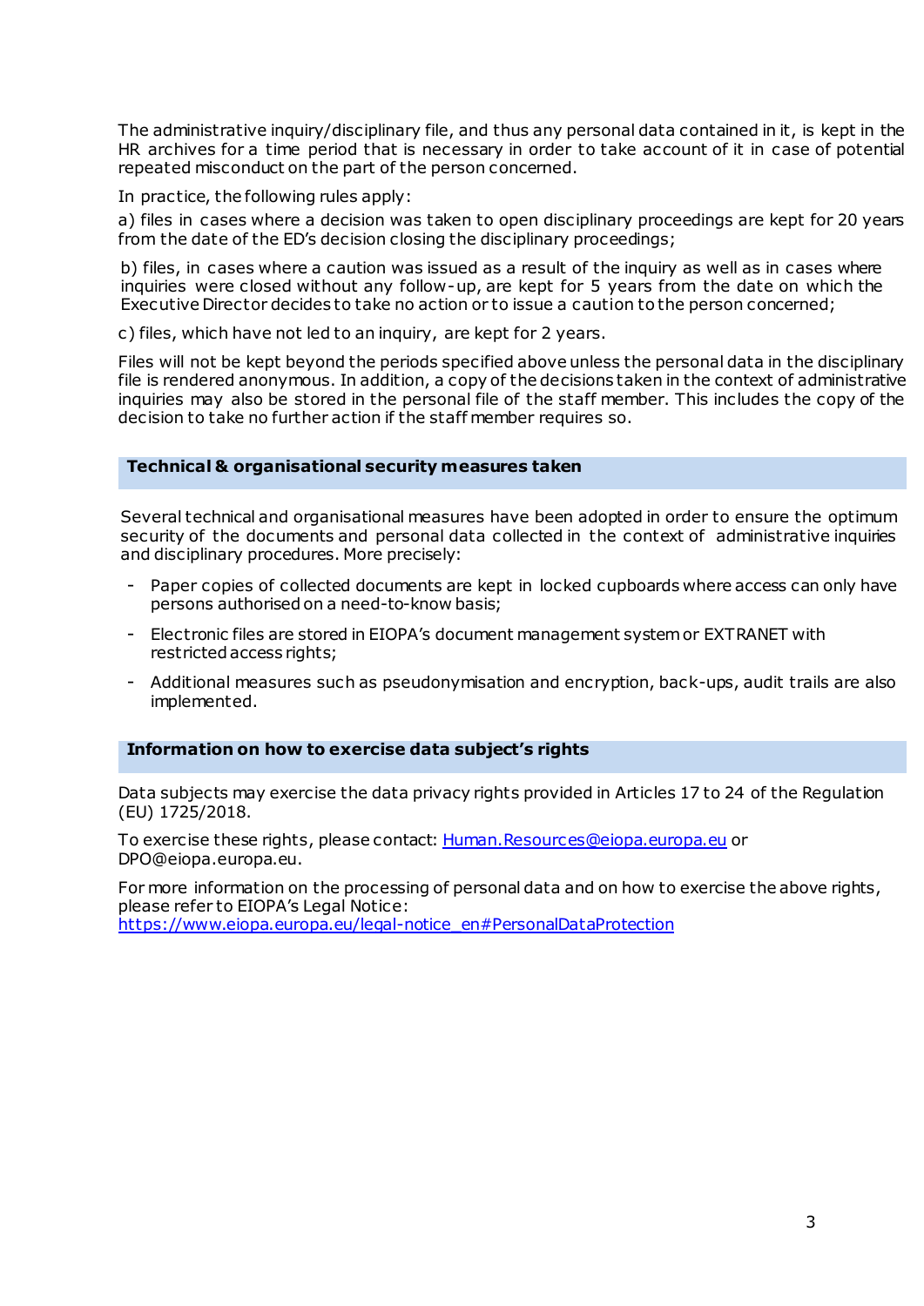The administrative inquiry/disciplinary file, and thus any personal data contained in it, is kept in the HR archives for a time period that is necessary in order to take account of it in case of potential repeated misconduct on the part of the person concerned.

In practice, the following rules apply:

a) files in cases where a decision was taken to open disciplinary proceedings are kept for 20 years from the date of the ED's decision closing the disciplinary proceedings;

b) files, in cases where a caution was issued as a result of the inquiry as well as in cases where inquiries were closed without any follow-up, are kept for 5 years from the date on which the Executive Director decides to take no action or to issue a caution to the person concerned;

c) files, which have not led to an inquiry, are kept for 2 years.

Files will not be kept beyond the periods specified above unless the personal data in the disciplinary file is rendered anonymous. In addition, a copy of the decisions taken in the context of administrative inquiries may also be stored in the personal file of the staff member. This includes the copy of the decision to take no further action if the staff member requires so.

## Technical & organisational security measures taken

Several technical and organisational measures have been adopted in order to ensure the optimum security of the documents and personal data collected in the context of administrative inquiries and disciplinary procedures. More precisely:

- Paper copies of collected documents are kept in locked cupboards where access can only have persons authorised on a need-to-know basis;
- Electronic files are stored in EIOPA's document management system or EXTRANET with restricted access rights;
- Additional measures such as pseudonymisation and encryption, back-ups, audit trails are also implemented.

## Information on how to exercise data subject's rights

Data subjects may exercise the data privacy rights provided in Articles 17 to 24 of the Regulation (EU) 1725/2018.

To exercise these rights, please contact: Human.Resources@eiopa.europa.eu or DPO@eiopa.europa.eu.

For more information on the processing of personal data and on how to exercise the above rights, please refer to EIOPA's Legal Notice: https://www.eiopa.europa.eu/legal-notice_en#PersonalDataProtection